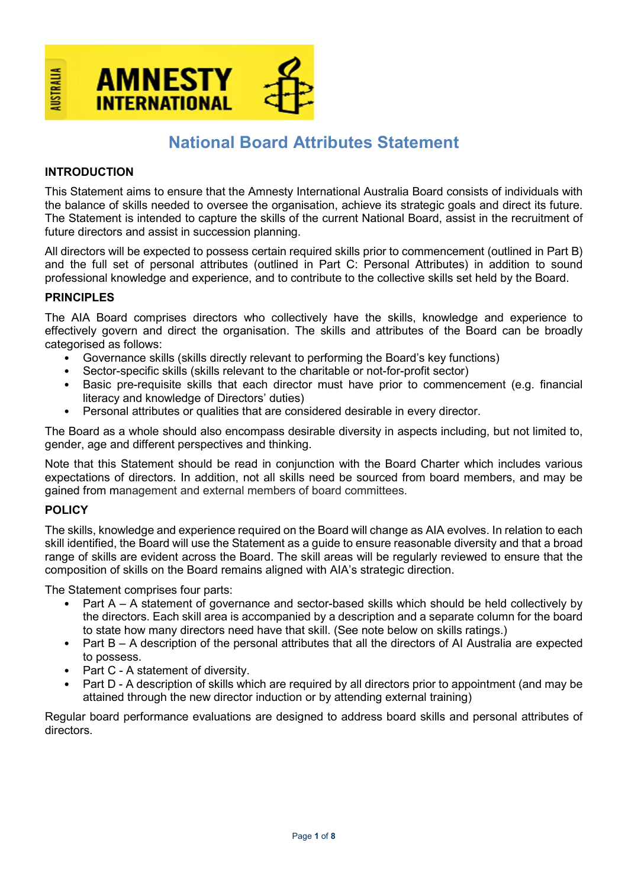# National Board Attributes Statement

## INTRODUCTION

This Statement aims to ensure that the Amnesty International Australia Board consists of individuals with the balance of skills needed to oversee the organisation, achieve its strategic goals and direct its future. The Statement is intended to capture the skills of the current National Board, assist in the recruitment of future directors and assist in succession planning.

All directors will be expected to possess certain required skills prior to commencement (outlined in Part B) and the full set of personal attributes (outlined in Part C: Personal Attributes) in addition to sound professional knowledge and experience, and to contribute to the collective skills set held by the Board.

## PRINCIPLES

The AIA Board comprises directors who collectively have the skills, knowledge and experience to effectively govern and direct the organisation. The skills and attributes of the Board can be broadly categorised as follows:

- Governance skills (skills directly relevant to performing the Board's key functions)
- Sector-specific skills (skills relevant to the charitable or not-for-profit sector)
- Basic pre-requisite skills that each director must have prior to commencement (e.g. financial literacy and knowledge of Directors' duties)
- Personal attributes or qualities that are considered desirable in every director.

The Board as a whole should also encompass desirable diversity in aspects including, but not limited to, gender, age and different perspectives and thinking.

Note that this Statement should be read in conjunction with the Board Charter which includes various expectations of directors. In addition, not all skills need be sourced from board members, and may be gained from management and external members of board committees.

## POLICY

The skills, knowledge and experience required on the Board will change as AIA evolves. In relation to each skill identified, the Board will use the Statement as a guide to ensure reasonable diversity and that a broad range of skills are evident across the Board. The skill areas will be regularly reviewed to ensure that the composition of skills on the Board remains aligned with AIA's strategic direction.

The Statement comprises four parts:

- Part A – A statement of governance and sector-based skills which should be held collectively by the directors. Each skill area is accompanied by a description and a separate column for the board to state how many directors need have that skill. (See note below on skills ratings.)
- Part B – A description of the personal attributes that all the directors of AI Australia are expected to possess.
- Part C - A statement of diversity.
- Part D - A description of skills which are required by all directors prior to appointment (and may be attained through the new director induction or by attending external training)

Regular board performance evaluations are designed to address board skills and personal attributes of directors.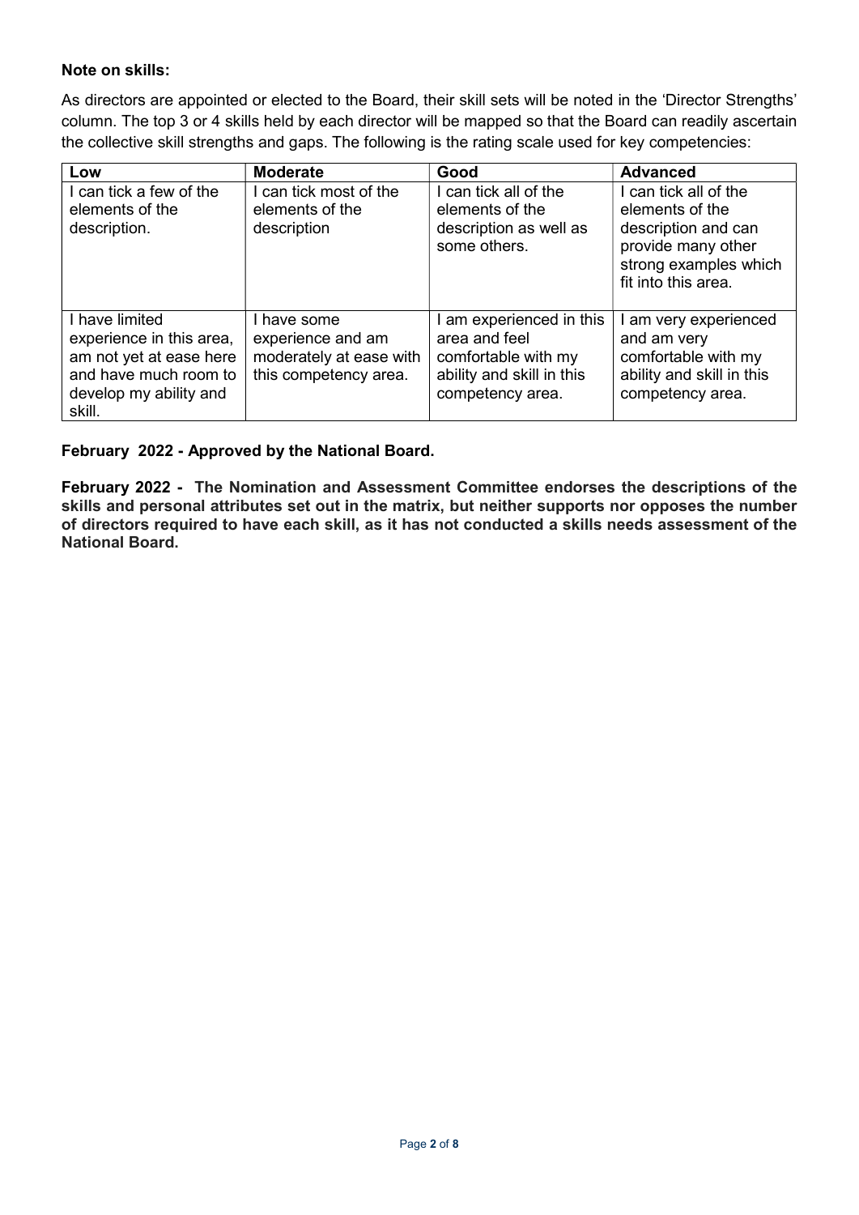**Note on skills:**

As directors are appointed or elected to the Board, their skill sets will be noted in the 'Director Strengths' column. The top 3 or 4 skills held by each director will be mapped so that the Board can readily ascertain the collective skill strengths and gaps. The following is the rating scale used for key competencies:

| Low | Moderate | Good | Advanced |
| --- | --- | --- | --- |
| I can tick a few of the elements of the description. | I can tick most of the elements of the description | I can tick all of the elements of the description as well as some others. | I can tick all of the elements of the description and can provide many other strong examples which fit into this area. |
| I have limited experience in this area, am not yet at ease here and have much room to develop my ability and skill. | I have some experience and am moderately at ease with this competency area. | I am experienced in this area and feel comfortable with my ability and skill in this competency area. | I am very experienced and am very comfortable with my ability and skill in this competency area. |

**February 2022 - Approved by the National Board.**

**February 2022 - The Nomination and Assessment Committee endorses the descriptions of the skills and personal attributes set out in the matrix, but neither supports nor opposes the number of directors required to have each skill, as it has not conducted a skills needs assessment of the National Board.**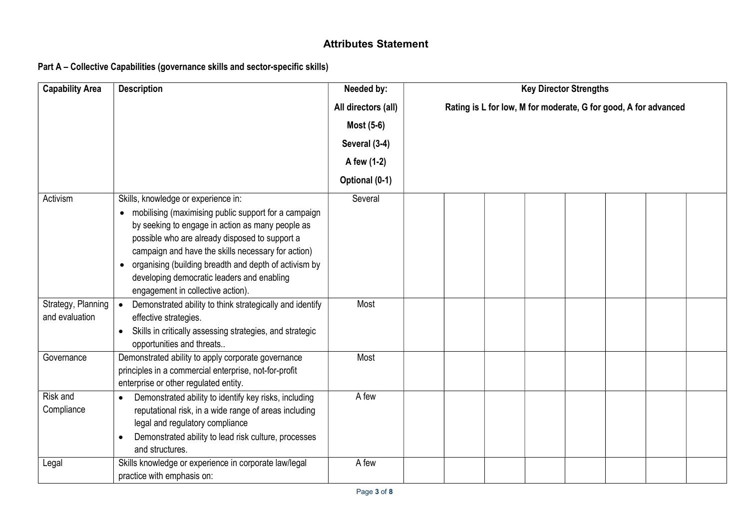# Attributes Statement

## Part A – Collective Capabilities (governance skills and sector-specific skills)

| Capability Area | Description | Needed by: All directors (all) Most (5-6) Several (3-4) A few (1-2) Optional (0-1) | Key Director Strengths Rating is L for low, M for moderate, G for good, A for advanced | | | | | | | |
|---|---|---|---|---|---|---|---|---|---|---|
| Activism | Skills, knowledge or experience in: <br>• mobilising (maximising public support for a campaign by seeking to engage in action as many people as possible who are already disposed to support a campaign and have the skills necessary for action) <br>• organising (building breadth and depth of activism by developing democratic leaders and enabling engagement in collective action). | Several | | | | | | | | |
| Strategy, Planning and evaluation | • Demonstrated ability to think strategically and identify effective strategies. <br>• Skills in critically assessing strategies, and strategic opportunities and threats.. | Most | | | | | | | | |
| Governance | Demonstrated ability to apply corporate governance principles in a commercial enterprise, not-for-profit enterprise or other regulated entity. | Most | | | | | | | | |
| Risk and Compliance | • Demonstrated ability to identify key risks, including reputational risk, in a wide range of areas including legal and regulatory compliance <br>• Demonstrated ability to lead risk culture, processes and structures. | A few | | | | | | | | |
| Legal | Skills knowledge or experience in corporate law/legal practice with emphasis on: | A few | | | | | | | | |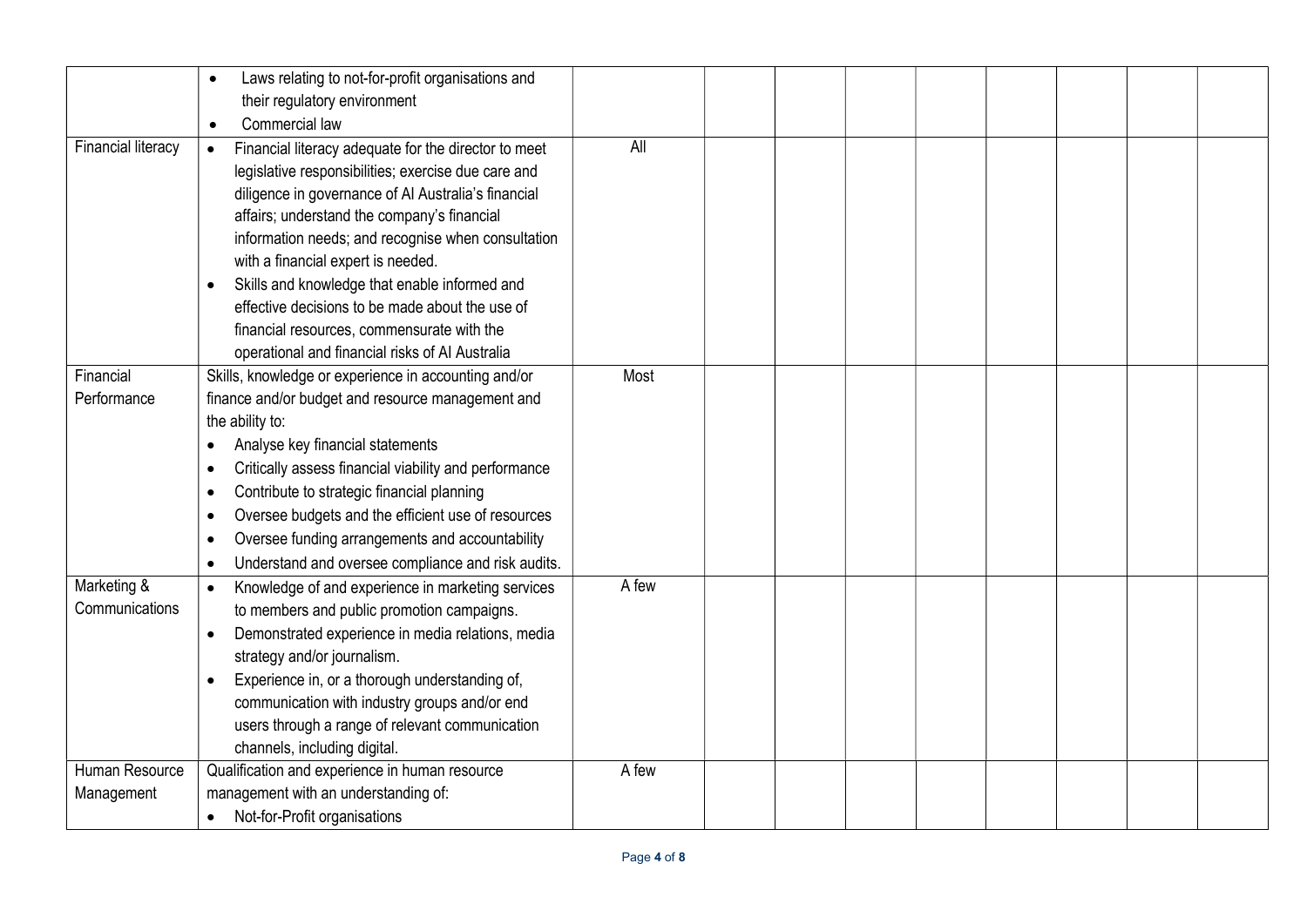| | | | | | | | | | | |
|---|---|---|---|---|---|---|---|---|---|---|
| | • Laws relating to not-for-profit organisations and their regulatory environment<br>• Commercial law | | | | | | | | | |
| Financial literacy | • Financial literacy adequate for the director to meet legislative responsibilities; exercise due care and diligence in governance of AI Australia's financial affairs; understand the company's financial information needs; and recognise when consultation with a financial expert is needed.<br>• Skills and knowledge that enable informed and effective decisions to be made about the use of financial resources, commensurate with the operational and financial risks of AI Australia | All | | | | | | | | |
| Financial Performance | Skills, knowledge or experience in accounting and/or finance and/or budget and resource management and the ability to:<br>• Analyse key financial statements<br>• Critically assess financial viability and performance<br>• Contribute to strategic financial planning<br>• Oversee budgets and the efficient use of resources<br>• Oversee funding arrangements and accountability<br>• Understand and oversee compliance and risk audits. | Most | | | | | | | | |
| Marketing & Communications | • Knowledge of and experience in marketing services to members and public promotion campaigns.<br>• Demonstrated experience in media relations, media strategy and/or journalism.<br>• Experience in, or a thorough understanding of, communication with industry groups and/or end users through a range of relevant communication channels, including digital. | A few | | | | | | | | |
| Human Resource Management | Qualification and experience in human resource management with an understanding of:<br>• Not-for-Profit organisations | A few | | | | | | | | |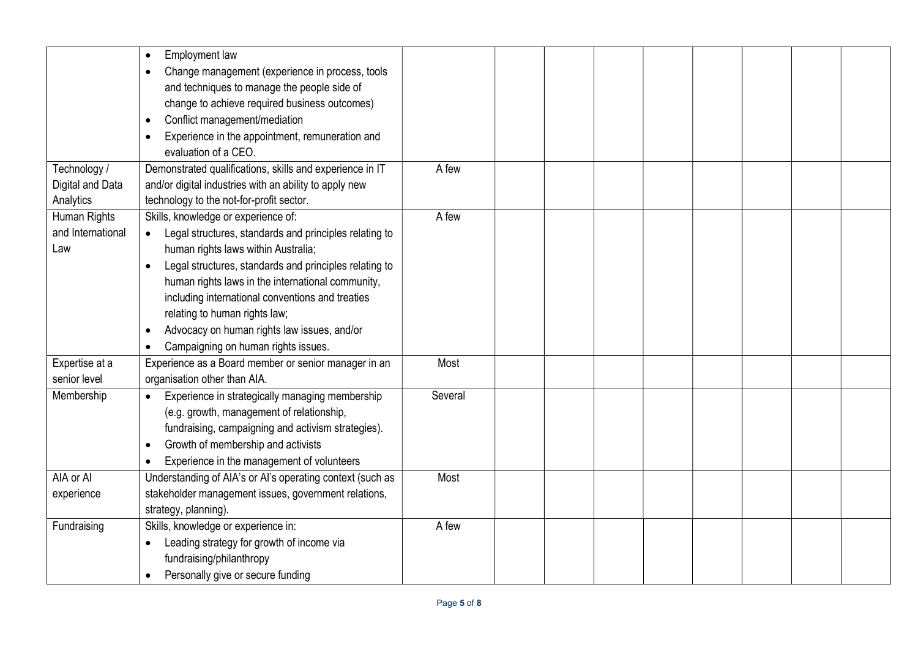| | | | | | | | | | | |
|---|---|---|---|---|---|---|---|---|---|---|
| | • Employment law<br>• Change management (experience in process, tools and techniques to manage the people side of change to achieve required business outcomes)<br>• Conflict management/mediation<br>• Experience in the appointment, remuneration and evaluation of a CEO. | | | | | | | | | |
| Technology / Digital and Data Analytics | Demonstrated qualifications, skills and experience in IT and/or digital industries with an ability to apply new technology to the not-for-profit sector. | A few | | | | | | | | |
| Human Rights and International Law | Skills, knowledge or experience of:<br>• Legal structures, standards and principles relating to human rights laws within Australia;<br>• Legal structures, standards and principles relating to human rights laws in the international community, including international conventions and treaties relating to human rights law;<br>• Advocacy on human rights law issues, and/or<br>• Campaigning on human rights issues. | A few | | | | | | | | |
| Expertise at a senior level | Experience as a Board member or senior manager in an organisation other than AIA. | Most | | | | | | | | |
| Membership | • Experience in strategically managing membership (e.g. growth, management of relationship, fundraising, campaigning and activism strategies).<br>• Growth of membership and activists<br>• Experience in the management of volunteers | Several | | | | | | | | |
| AIA or AI experience | Understanding of AIA's or AI's operating context (such as stakeholder management issues, government relations, strategy, planning). | Most | | | | | | | | |
| Fundraising | Skills, knowledge or experience in:<br>• Leading strategy for growth of income via fundraising/philanthropy<br>• Personally give or secure funding | A few | | | | | | | | |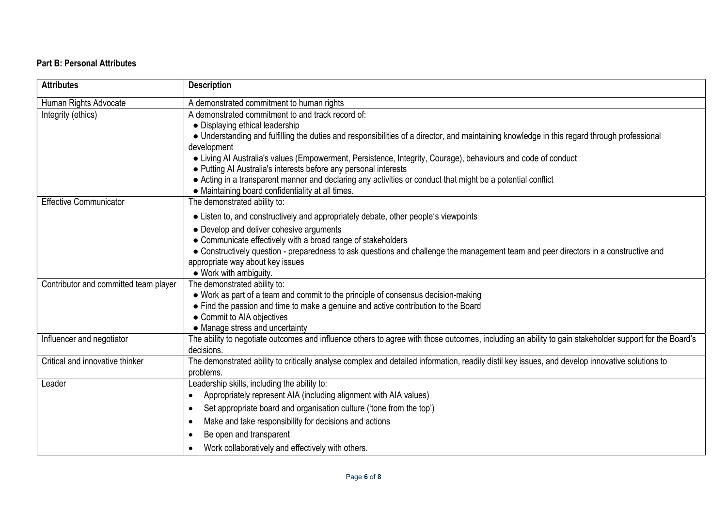**Part B: Personal Attributes**

| Attributes | Description |
| --- | --- |
| Human Rights Advocate | A demonstrated commitment to human rights |
| Integrity (ethics) | A demonstrated commitment to and track record of:<br>● Displaying ethical leadership<br>● Understanding and fulfilling the duties and responsibilities of a director, and maintaining knowledge in this regard through professional development<br>● Living AI Australia's values (Empowerment, Persistence, Integrity, Courage), behaviours and code of conduct<br>● Putting AI Australia's interests before any personal interests<br>● Acting in a transparent manner and declaring any activities or conduct that might be a potential conflict<br>● Maintaining board confidentiality at all times. |
| Effective Communicator | The demonstrated ability to:<br>● Listen to, and constructively and appropriately debate, other people's viewpoints<br>● Develop and deliver cohesive arguments<br>● Communicate effectively with a broad range of stakeholders<br>● Constructively question - preparedness to ask questions and challenge the management team and peer directors in a constructive and appropriate way about key issues<br>● Work with ambiguity. |
| Contributor and committed team player | The demonstrated ability to:<br>● Work as part of a team and commit to the principle of consensus decision-making<br>● Find the passion and time to make a genuine and active contribution to the Board<br>● Commit to AIA objectives<br>● Manage stress and uncertainty |
| Influencer and negotiator | The ability to negotiate outcomes and influence others to agree with those outcomes, including an ability to gain stakeholder support for the Board's decisions. |
| Critical and innovative thinker | The demonstrated ability to critically analyse complex and detailed information, readily distil key issues, and develop innovative solutions to problems. |
| Leader | Leadership skills, including the ability to:<br>• Appropriately represent AIA (including alignment with AIA values)<br>• Set appropriate board and organisation culture ('tone from the top')<br>• Make and take responsibility for decisions and actions<br>• Be open and transparent<br>• Work collaboratively and effectively with others. |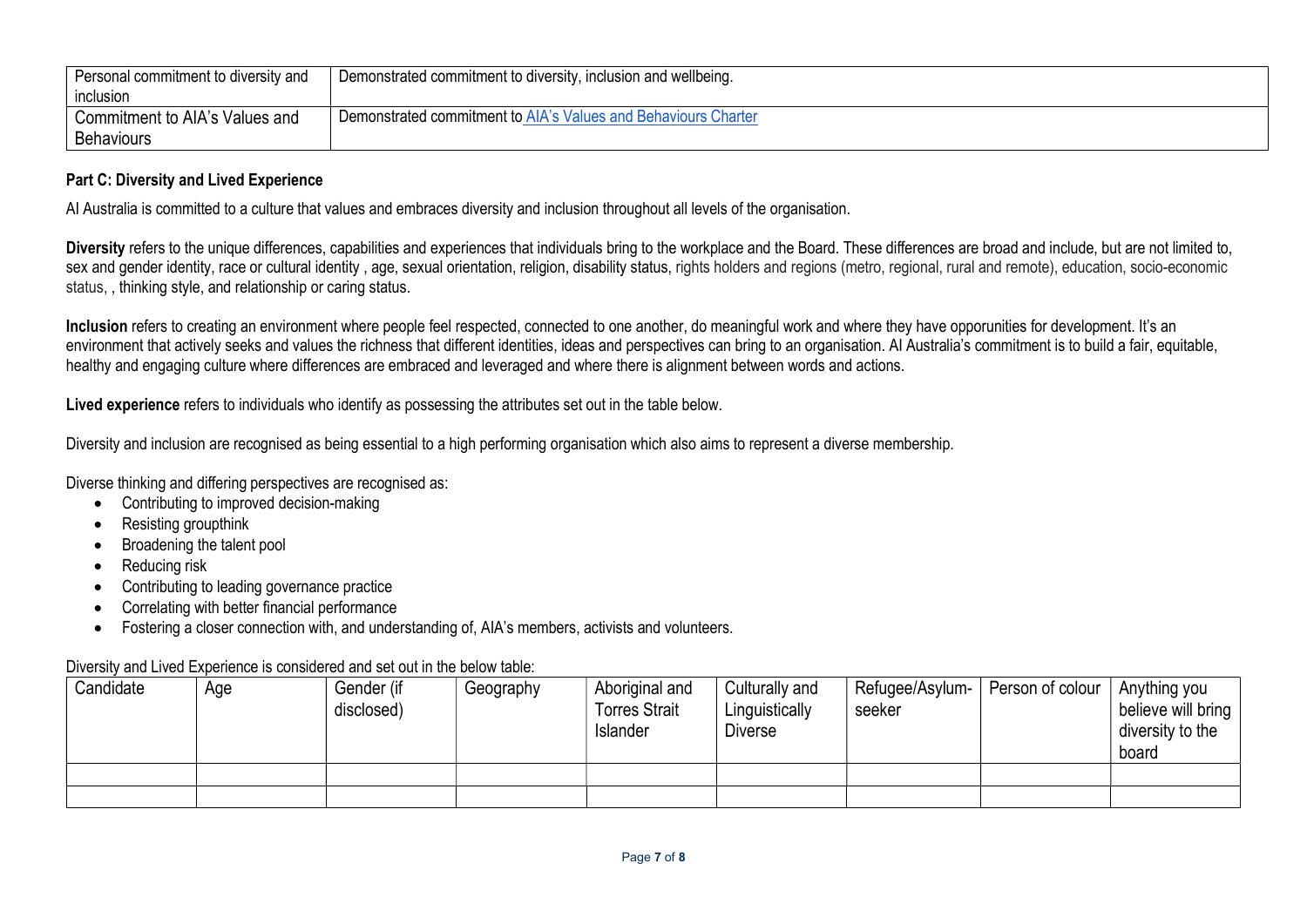| Personal commitment to diversity and inclusion | Demonstrated commitment to diversity, inclusion and wellbeing. |
| --- | --- |
| Commitment to AIA's Values and Behaviours | Demonstrated commitment to AIA's Values and Behaviours Charter |

**Part C: Diversity and Lived Experience**

AI Australia is committed to a culture that values and embraces diversity and inclusion throughout all levels of the organisation.

**Diversity** refers to the unique differences, capabilities and experiences that individuals bring to the workplace and the Board. These differences are broad and include, but are not limited to, sex and gender identity, race or cultural identity , age, sexual orientation, religion, disability status, rights holders and regions (metro, regional, rural and remote), education, socio-economic status, , thinking style, and relationship or caring status.

**Inclusion** refers to creating an environment where people feel respected, connected to one another, do meaningful work and where they have opporunities for development. It's an environment that actively seeks and values the richness that different identities, ideas and perspectives can bring to an organisation. AI Australia's commitment is to build a fair, equitable, healthy and engaging culture where differences are embraced and leveraged and where there is alignment between words and actions.

**Lived experience** refers to individuals who identify as possessing the attributes set out in the table below.

Diversity and inclusion are recognised as being essential to a high performing organisation which also aims to represent a diverse membership.

Diverse thinking and differing perspectives are recognised as:

- Contributing to improved decision-making
- Resisting groupthink
- Broadening the talent pool
- Reducing risk
- Contributing to leading governance practice
- Correlating with better financial performance
- Fostering a closer connection with, and understanding of, AIA's members, activists and volunteers.

Diversity and Lived Experience is considered and set out in the below table:

| Candidate | Age | Gender (if disclosed) | Geography | Aboriginal and Torres Strait Islander | Culturally and Linguistically Diverse | Refugee/Asylum-seeker | Person of colour | Anything you believe will bring diversity to the board |
| --- | --- | --- | --- | --- | --- | --- | --- | --- |
| | | | | | | | | |
| | | | | | | | | |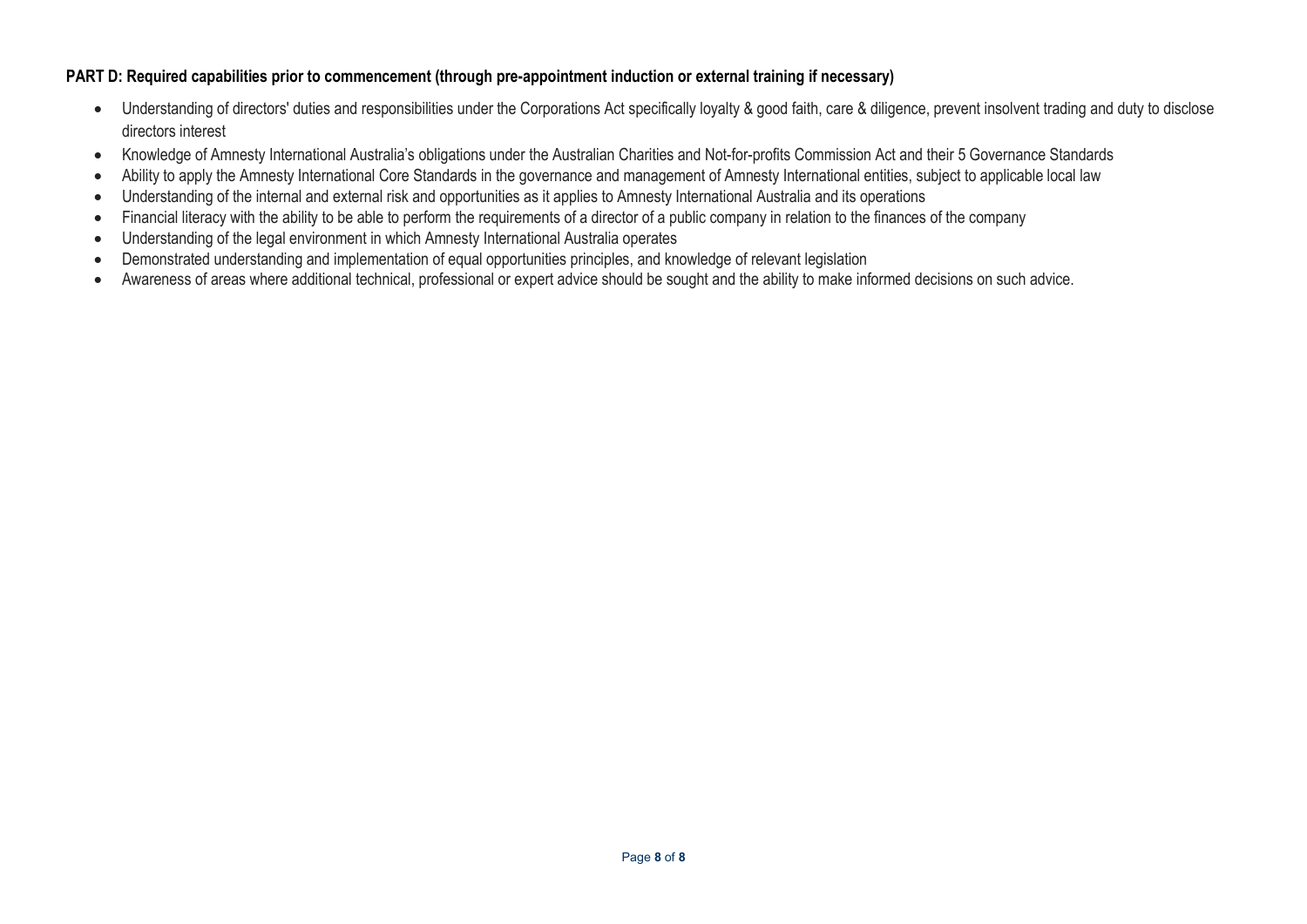**PART D: Required capabilities prior to commencement (through pre-appointment induction or external training if necessary)**

- Understanding of directors' duties and responsibilities under the Corporations Act specifically loyalty & good faith, care & diligence, prevent insolvent trading and duty to disclose directors interest
- Knowledge of Amnesty International Australia's obligations under the Australian Charities and Not-for-profits Commission Act and their 5 Governance Standards
- Ability to apply the Amnesty International Core Standards in the governance and management of Amnesty International entities, subject to applicable local law
- Understanding of the internal and external risk and opportunities as it applies to Amnesty International Australia and its operations
- Financial literacy with the ability to be able to perform the requirements of a director of a public company in relation to the finances of the company
- Understanding of the legal environment in which Amnesty International Australia operates
- Demonstrated understanding and implementation of equal opportunities principles, and knowledge of relevant legislation
- Awareness of areas where additional technical, professional or expert advice should be sought and the ability to make informed decisions on such advice.